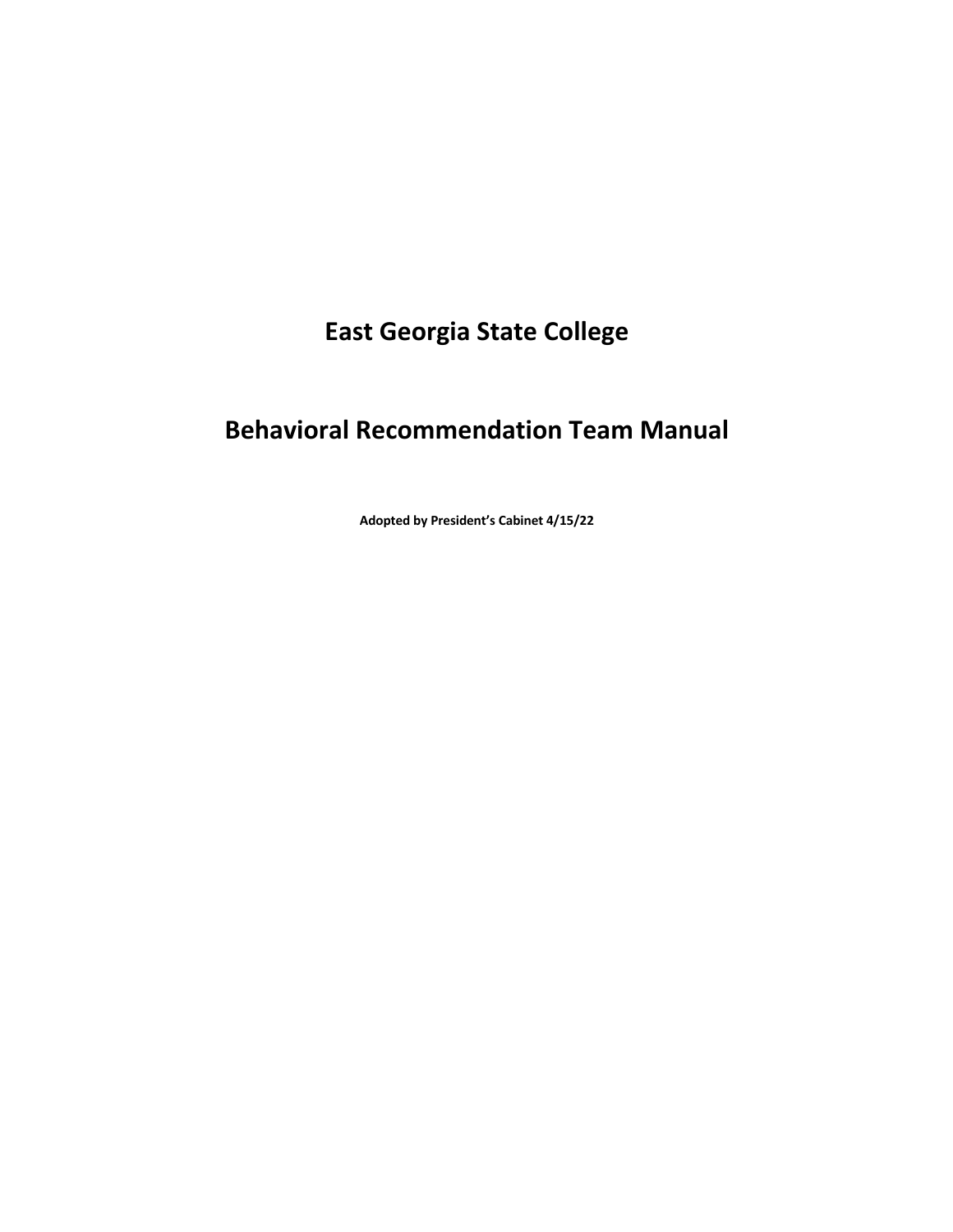# East Georgia State College

# Behavioral Recommendation Team Manual

**Adopted by President's Cabinet 4/15/22**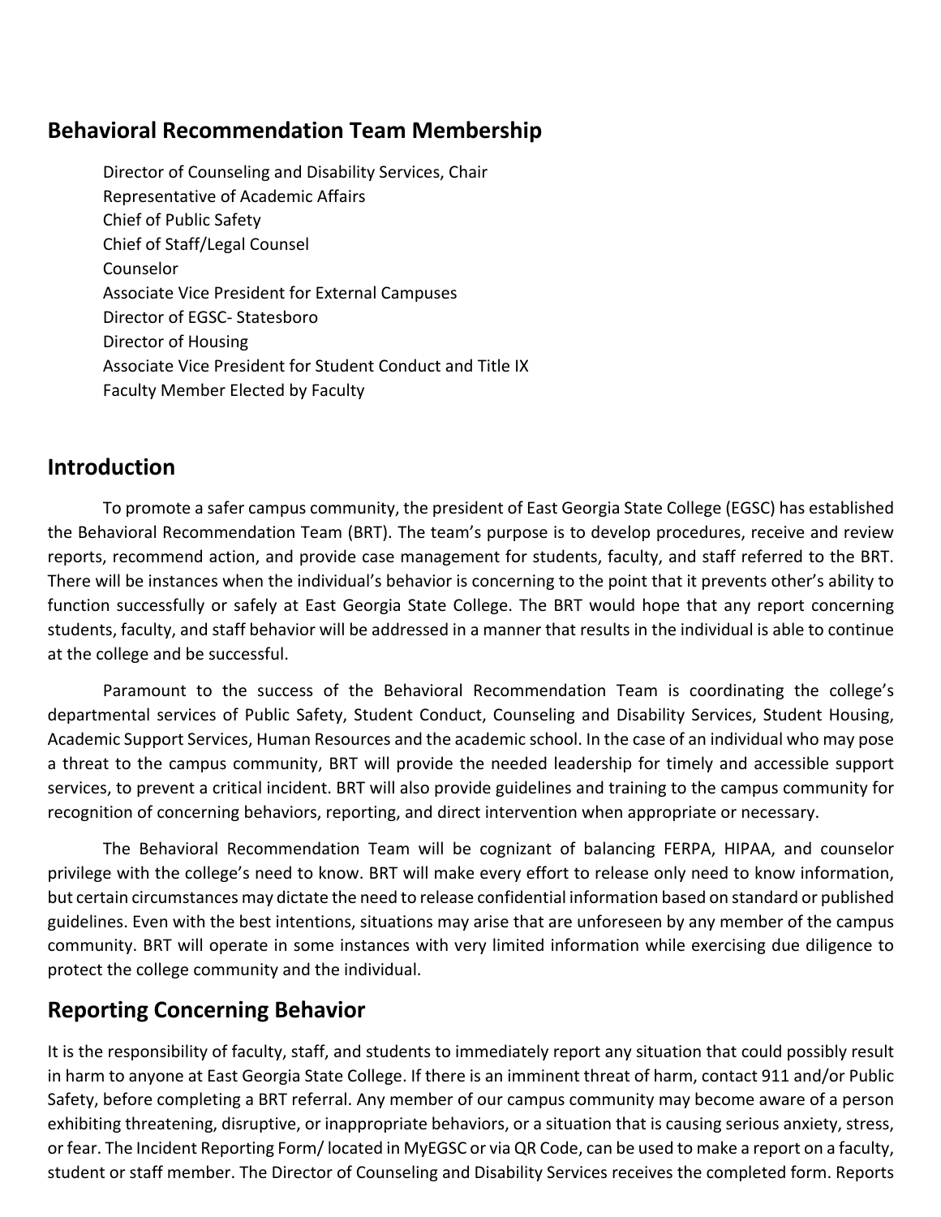## Behavioral Recommendation Team Membership

Director of Counseling and Disability Services, Chair
Representative of Academic Affairs
Chief of Public Safety
Chief of Staff/Legal Counsel
Counselor
Associate Vice President for External Campuses
Director of EGSC- Statesboro
Director of Housing
Associate Vice President for Student Conduct and Title IX
Faculty Member Elected by Faculty

## Introduction

To promote a safer campus community, the president of East Georgia State College (EGSC) has established the Behavioral Recommendation Team (BRT). The team's purpose is to develop procedures, receive and review reports, recommend action, and provide case management for students, faculty, and staff referred to the BRT. There will be instances when the individual's behavior is concerning to the point that it prevents other's ability to function successfully or safely at East Georgia State College. The BRT would hope that any report concerning students, faculty, and staff behavior will be addressed in a manner that results in the individual is able to continue at the college and be successful.

Paramount to the success of the Behavioral Recommendation Team is coordinating the college's departmental services of Public Safety, Student Conduct, Counseling and Disability Services, Student Housing, Academic Support Services, Human Resources and the academic school. In the case of an individual who may pose a threat to the campus community, BRT will provide the needed leadership for timely and accessible support services, to prevent a critical incident. BRT will also provide guidelines and training to the campus community for recognition of concerning behaviors, reporting, and direct intervention when appropriate or necessary.

The Behavioral Recommendation Team will be cognizant of balancing FERPA, HIPAA, and counselor privilege with the college's need to know. BRT will make every effort to release only need to know information, but certain circumstances may dictate the need to release confidential information based on standard or published guidelines. Even with the best intentions, situations may arise that are unforeseen by any member of the campus community. BRT will operate in some instances with very limited information while exercising due diligence to protect the college community and the individual.

## Reporting Concerning Behavior

It is the responsibility of faculty, staff, and students to immediately report any situation that could possibly result in harm to anyone at East Georgia State College. If there is an imminent threat of harm, contact 911 and/or Public Safety, before completing a BRT referral. Any member of our campus community may become aware of a person exhibiting threatening, disruptive, or inappropriate behaviors, or a situation that is causing serious anxiety, stress, or fear. The Incident Reporting Form/ located in MyEGSC or via QR Code, can be used to make a report on a faculty, student or staff member. The Director of Counseling and Disability Services receives the completed form. Reports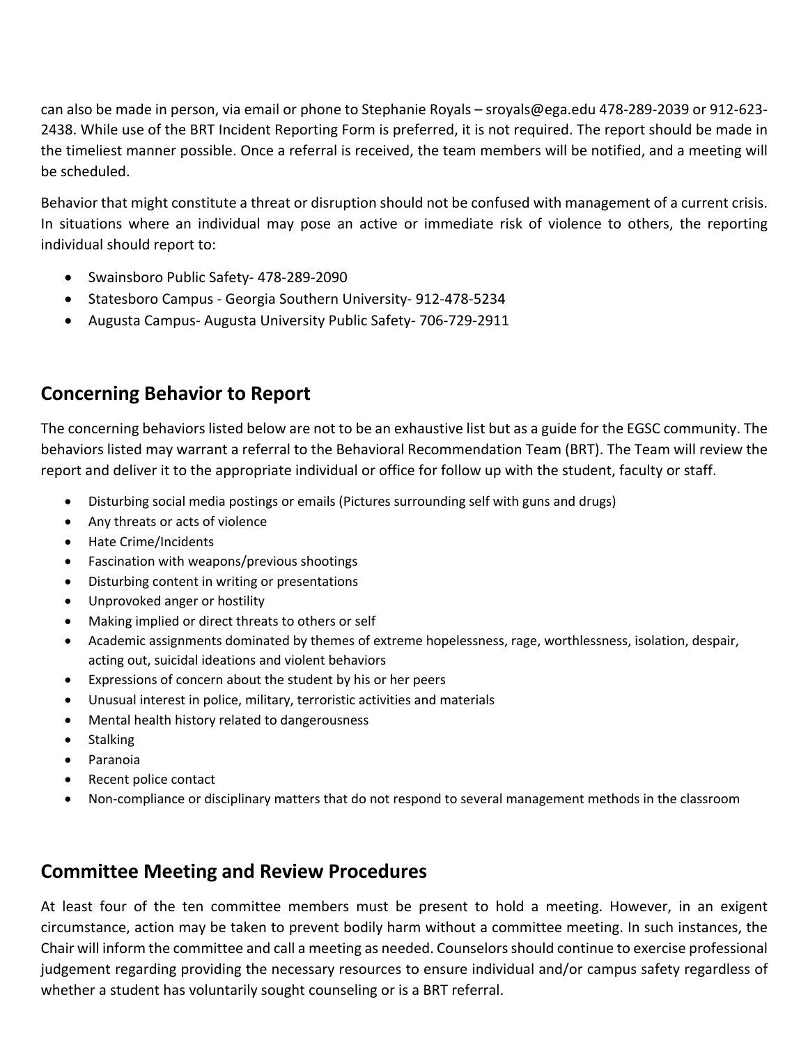can also be made in person, via email or phone to Stephanie Royals – sroyals@ega.edu 478-289-2039 or 912-623-2438. While use of the BRT Incident Reporting Form is preferred, it is not required. The report should be made in the timeliest manner possible. Once a referral is received, the team members will be notified, and a meeting will be scheduled.

Behavior that might constitute a threat or disruption should not be confused with management of a current crisis. In situations where an individual may pose an active or immediate risk of violence to others, the reporting individual should report to:

- Swainsboro Public Safety- 478-289-2090
- Statesboro Campus - Georgia Southern University- 912-478-5234
- Augusta Campus- Augusta University Public Safety- 706-729-2911

## Concerning Behavior to Report

The concerning behaviors listed below are not to be an exhaustive list but as a guide for the EGSC community. The behaviors listed may warrant a referral to the Behavioral Recommendation Team (BRT). The Team will review the report and deliver it to the appropriate individual or office for follow up with the student, faculty or staff.

- Disturbing social media postings or emails (Pictures surrounding self with guns and drugs)
- Any threats or acts of violence
- Hate Crime/Incidents
- Fascination with weapons/previous shootings
- Disturbing content in writing or presentations
- Unprovoked anger or hostility
- Making implied or direct threats to others or self
- Academic assignments dominated by themes of extreme hopelessness, rage, worthlessness, isolation, despair, acting out, suicidal ideations and violent behaviors
- Expressions of concern about the student by his or her peers
- Unusual interest in police, military, terroristic activities and materials
- Mental health history related to dangerousness
- Stalking
- Paranoia
- Recent police contact
- Non-compliance or disciplinary matters that do not respond to several management methods in the classroom

## Committee Meeting and Review Procedures

At least four of the ten committee members must be present to hold a meeting. However, in an exigent circumstance, action may be taken to prevent bodily harm without a committee meeting. In such instances, the Chair will inform the committee and call a meeting as needed. Counselors should continue to exercise professional judgement regarding providing the necessary resources to ensure individual and/or campus safety regardless of whether a student has voluntarily sought counseling or is a BRT referral.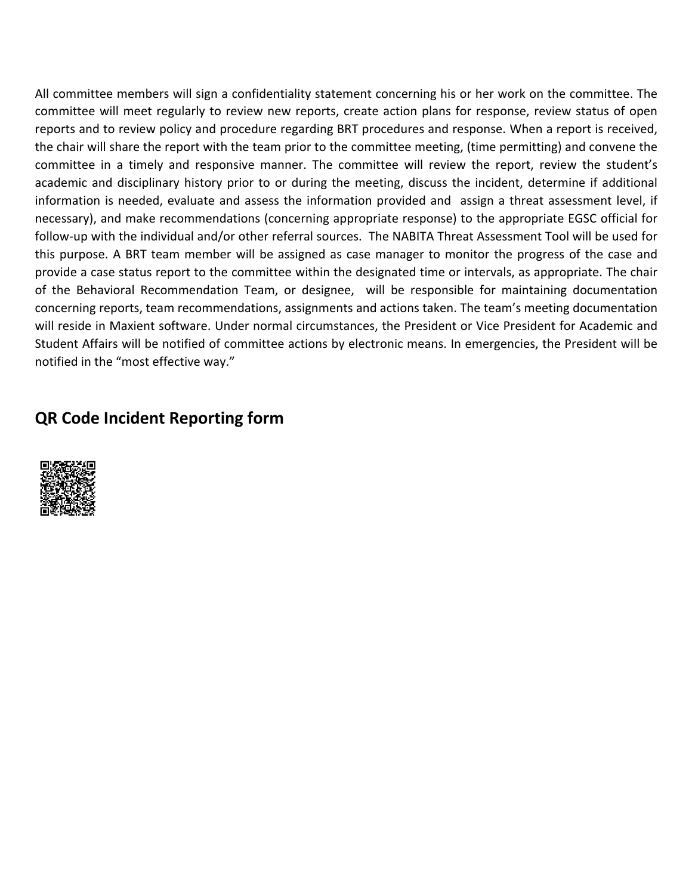All committee members will sign a confidentiality statement concerning his or her work on the committee. The committee will meet regularly to review new reports, create action plans for response, review status of open reports and to review policy and procedure regarding BRT procedures and response. When a report is received, the chair will share the report with the team prior to the committee meeting, (time permitting) and convene the committee in a timely and responsive manner. The committee will review the report, review the student's academic and disciplinary history prior to or during the meeting, discuss the incident, determine if additional information is needed, evaluate and assess the information provided and assign a threat assessment level, if necessary), and make recommendations (concerning appropriate response) to the appropriate EGSC official for follow-up with the individual and/or other referral sources. The NABITA Threat Assessment Tool will be used for this purpose. A BRT team member will be assigned as case manager to monitor the progress of the case and provide a case status report to the committee within the designated time or intervals, as appropriate. The chair of the Behavioral Recommendation Team, or designee, will be responsible for maintaining documentation concerning reports, team recommendations, assignments and actions taken. The team's meeting documentation will reside in Maxient software. Under normal circumstances, the President or Vice President for Academic and Student Affairs will be notified of committee actions by electronic means. In emergencies, the President will be notified in the "most effective way."

## QR Code Incident Reporting form